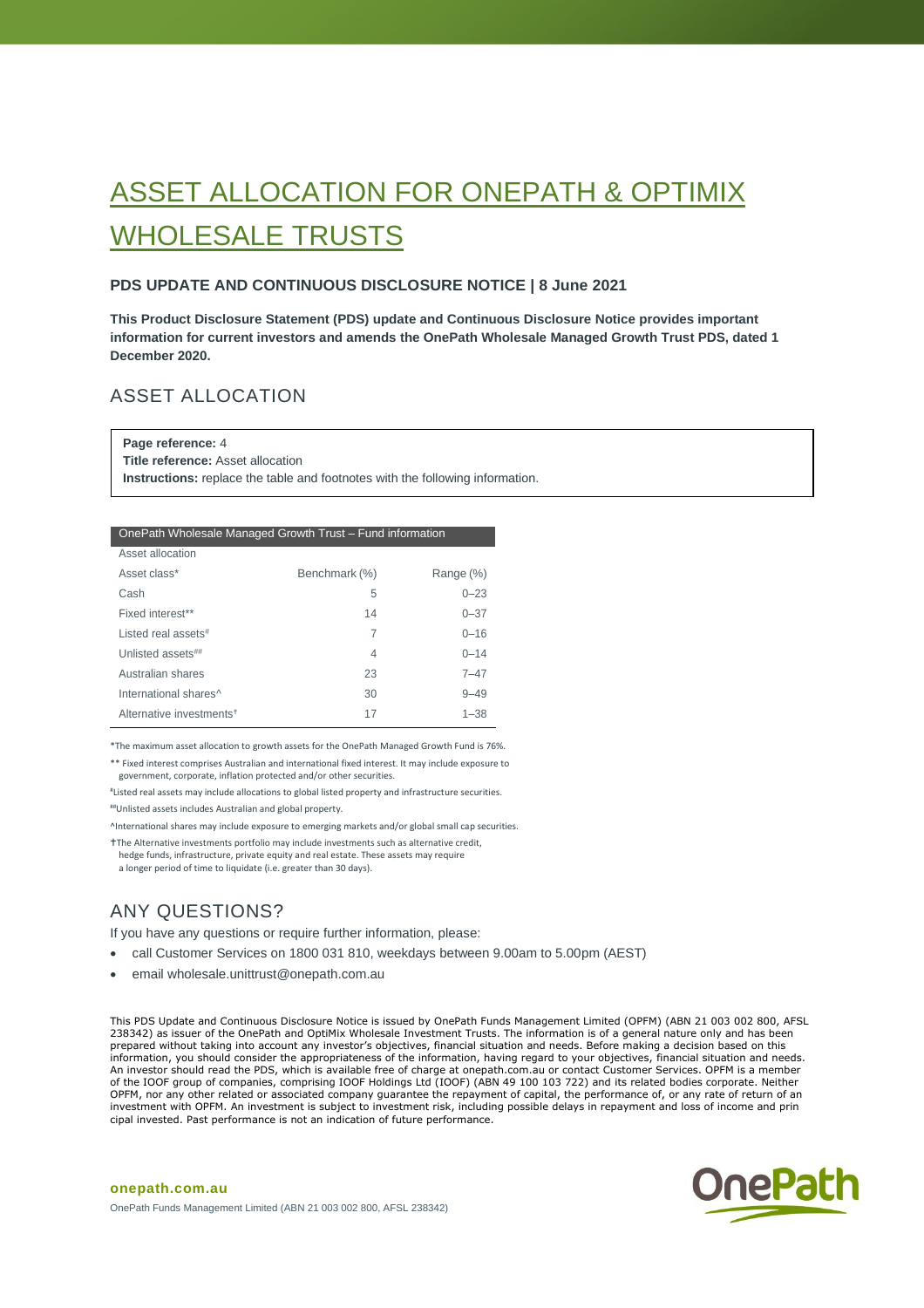# ASSET ALLOCATION FOR ONEPATH & OPTIMIX WHOLESALE TRUSTS

**PDS UPDATE AND CONTINUOUS DISCLOSURE NOTICE | 8 June 2021**

**This Product Disclosure Statement (PDS) update and Continuous Disclosure Notice provides important information for current investors and amends the OnePath Wholesale Managed Growth Trust PDS, dated 1 December 2020.**

## ASSET ALLOCATION

**Page reference:** 4
**Title reference:** Asset allocation
**Instructions:** replace the table and footnotes with the following information.

| OnePath Wholesale Managed Growth Trust – Fund information | | |
|---|---|---|
| Asset allocation | | |
| Asset class* | Benchmark (%) | Range (%) |
| Cash | 5 | 0–23 |
| Fixed interest** | 14 | 0–37 |
| Listed real assets# | 7 | 0–16 |
| Unlisted assets## | 4 | 0–14 |
| Australian shares | 23 | 7–47 |
| International shares^ | 30 | 9–49 |
| Alternative investments† | 17 | 1–38 |

*The maximum asset allocation to growth assets for the OnePath Managed Growth Fund is 76%.

** Fixed interest comprises Australian and international fixed interest. It may include exposure to government, corporate, inflation protected and/or other securities.

#Listed real assets may include allocations to global listed property and infrastructure securities.

##Unlisted assets includes Australian and global property.

^International shares may include exposure to emerging markets and/or global small cap securities.

†The Alternative investments portfolio may include investments such as alternative credit, hedge funds, infrastructure, private equity and real estate. These assets may require a longer period of time to liquidate (i.e. greater than 30 days).

## ANY QUESTIONS?

If you have any questions or require further information, please:

- call Customer Services on 1800 031 810, weekdays between 9.00am to 5.00pm (AEST)
- email wholesale.unittrust@onepath.com.au

This PDS Update and Continuous Disclosure Notice is issued by OnePath Funds Management Limited (OPFM) (ABN 21 003 002 800, AFSL 238342) as issuer of the OnePath and OptiMix Wholesale Investment Trusts. The information is of a general nature only and has been prepared without taking into account any investor's objectives, financial situation and needs. Before making a decision based on this information, you should consider the appropriateness of the information, having regard to your objectives, financial situation and needs. An investor should read the PDS, which is available free of charge at onepath.com.au or contact Customer Services. OPFM is a member of the IOOF group of companies, comprising IOOF Holdings Ltd (IOOF) (ABN 49 100 103 722) and its related bodies corporate. Neither OPFM, nor any other related or associated company guarantee the repayment of capital, the performance of, or any rate of return of an investment with OPFM. An investment is subject to investment risk, including possible delays in repayment and loss of income and principal invested. Past performance is not an indication of future performance.

**onepath.com.au**

OnePath Funds Management Limited (ABN 21 003 002 800, AFSL 238342)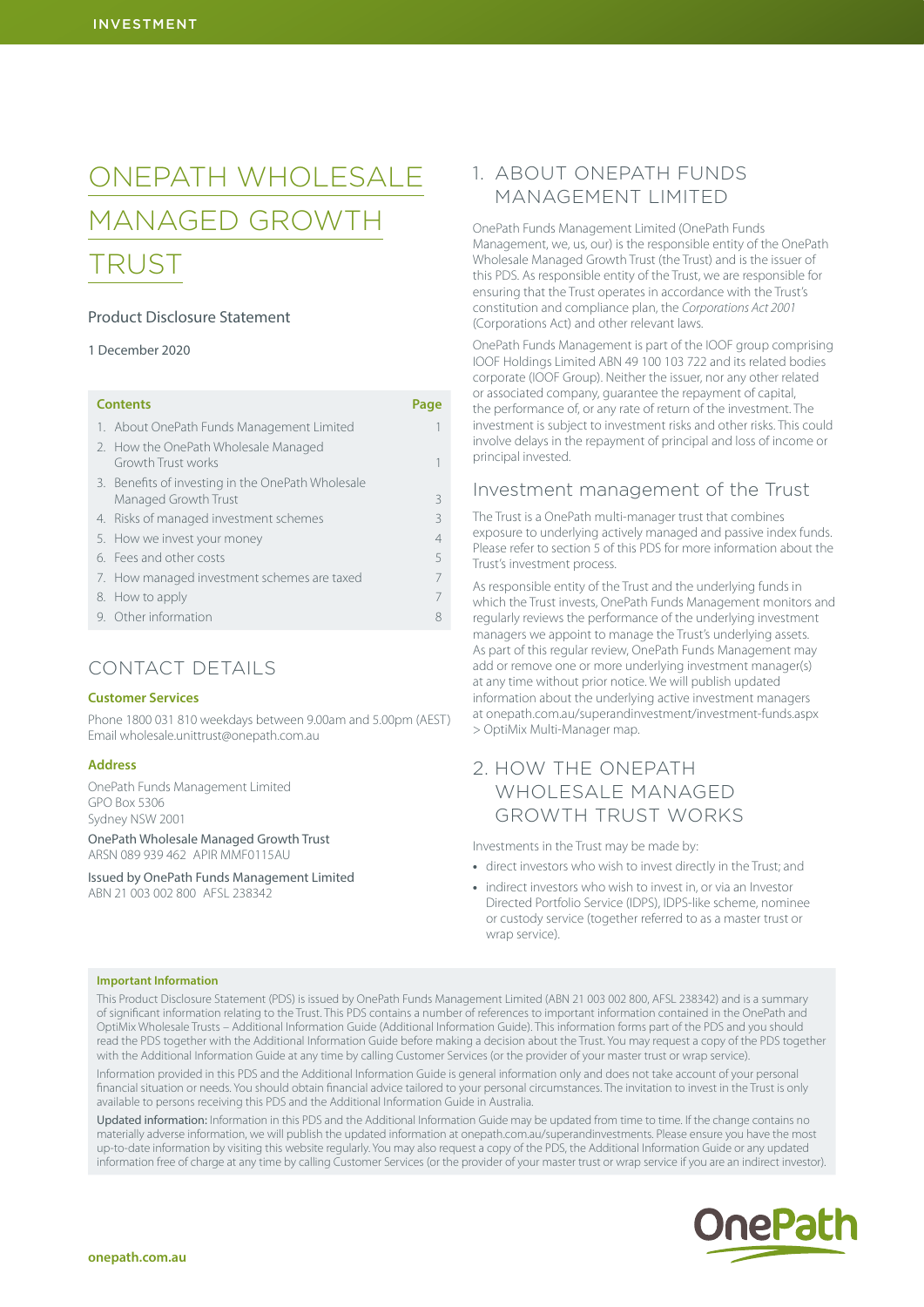# ONEPATH WHOLESALE MANAGED GROWTH TRUST

Product Disclosure Statement

1 December 2020

| Contents | Page |
|---|---|
| 1. About OnePath Funds Management Limited | 1 |
| 2. How the OnePath Wholesale Managed Growth Trust works | 1 |
| 3. Benefits of investing in the OnePath Wholesale Managed Growth Trust | 3 |
| 4. Risks of managed investment schemes | 3 |
| 5. How we invest your money | 4 |
| 6. Fees and other costs | 5 |
| 7. How managed investment schemes are taxed | 7 |
| 8. How to apply | 7 |
| 9. Other information | 8 |

## CONTACT DETAILS

**Customer Services**

Phone 1800 031 810 weekdays between 9.00am and 5.00pm (AEST)
Email wholesale.unittrust@onepath.com.au

**Address**

OnePath Funds Management Limited
GPO Box 5306
Sydney NSW 2001

OnePath Wholesale Managed Growth Trust
ARSN 089 939 462 APIR MMF0115AU

Issued by OnePath Funds Management Limited
ABN 21 003 002 800 AFSL 238342

## 1. ABOUT ONEPATH FUNDS MANAGEMENT LIMITED

OnePath Funds Management Limited (OnePath Funds Management, we, us, our) is the responsible entity of the OnePath Wholesale Managed Growth Trust (the Trust) and is the issuer of this PDS. As responsible entity of the Trust, we are responsible for ensuring that the Trust operates in accordance with the Trust's constitution and compliance plan, the *Corporations Act 2001* (Corporations Act) and other relevant laws.

OnePath Funds Management is part of the IOOF group comprising IOOF Holdings Limited ABN 49 100 103 722 and its related bodies corporate (IOOF Group). Neither the issuer, nor any other related or associated company, guarantee the repayment of capital, the performance of, or any rate of return of the investment. The investment is subject to investment risks and other risks. This could involve delays in the repayment of principal and loss of income or principal invested.

### Investment management of the Trust

The Trust is a OnePath multi-manager trust that combines exposure to underlying actively managed and passive index funds. Please refer to section 5 of this PDS for more information about the Trust's investment process.

As responsible entity of the Trust and the underlying funds in which the Trust invests, OnePath Funds Management monitors and regularly reviews the performance of the underlying investment managers we appoint to manage the Trust's underlying assets. As part of this regular review, OnePath Funds Management may add or remove one or more underlying investment manager(s) at any time without prior notice. We will publish updated information about the underlying active investment managers at onepath.com.au/superandinvestment/investment-funds.aspx > OptiMix Multi-Manager map.

## 2. HOW THE ONEPATH WHOLESALE MANAGED GROWTH TRUST WORKS

Investments in the Trust may be made by:

- direct investors who wish to invest directly in the Trust; and
- indirect investors who wish to invest in, or via an Investor Directed Portfolio Service (IDPS), IDPS-like scheme, nominee or custody service (together referred to as a master trust or wrap service).

**Important Information**

This Product Disclosure Statement (PDS) is issued by OnePath Funds Management Limited (ABN 21 003 002 800, AFSL 238342) and is a summary of significant information relating to the Trust. This PDS contains a number of references to important information contained in the OnePath and OptiMix Wholesale Trusts – Additional Information Guide (Additional Information Guide). This information forms part of the PDS and you should read the PDS together with the Additional Information Guide before making a decision about the Trust. You may request a copy of the PDS together with the Additional Information Guide at any time by calling Customer Services (or the provider of your master trust or wrap service).

Information provided in this PDS and the Additional Information Guide is general information only and does not take account of your personal financial situation or needs. You should obtain financial advice tailored to your personal circumstances. The invitation to invest in the Trust is only available to persons receiving this PDS and the Additional Information Guide in Australia.

Updated information: Information in this PDS and the Additional Information Guide may be updated from time to time. If the change contains no materially adverse information, we will publish the updated information at onepath.com.au/superandinvestments. Please ensure you have the most up-to-date information by visiting this website regularly. You may also request a copy of the PDS, the Additional Information Guide or any updated information free of charge at any time by calling Customer Services (or the provider of your master trust or wrap service if you are an indirect investor).

onepath.com.au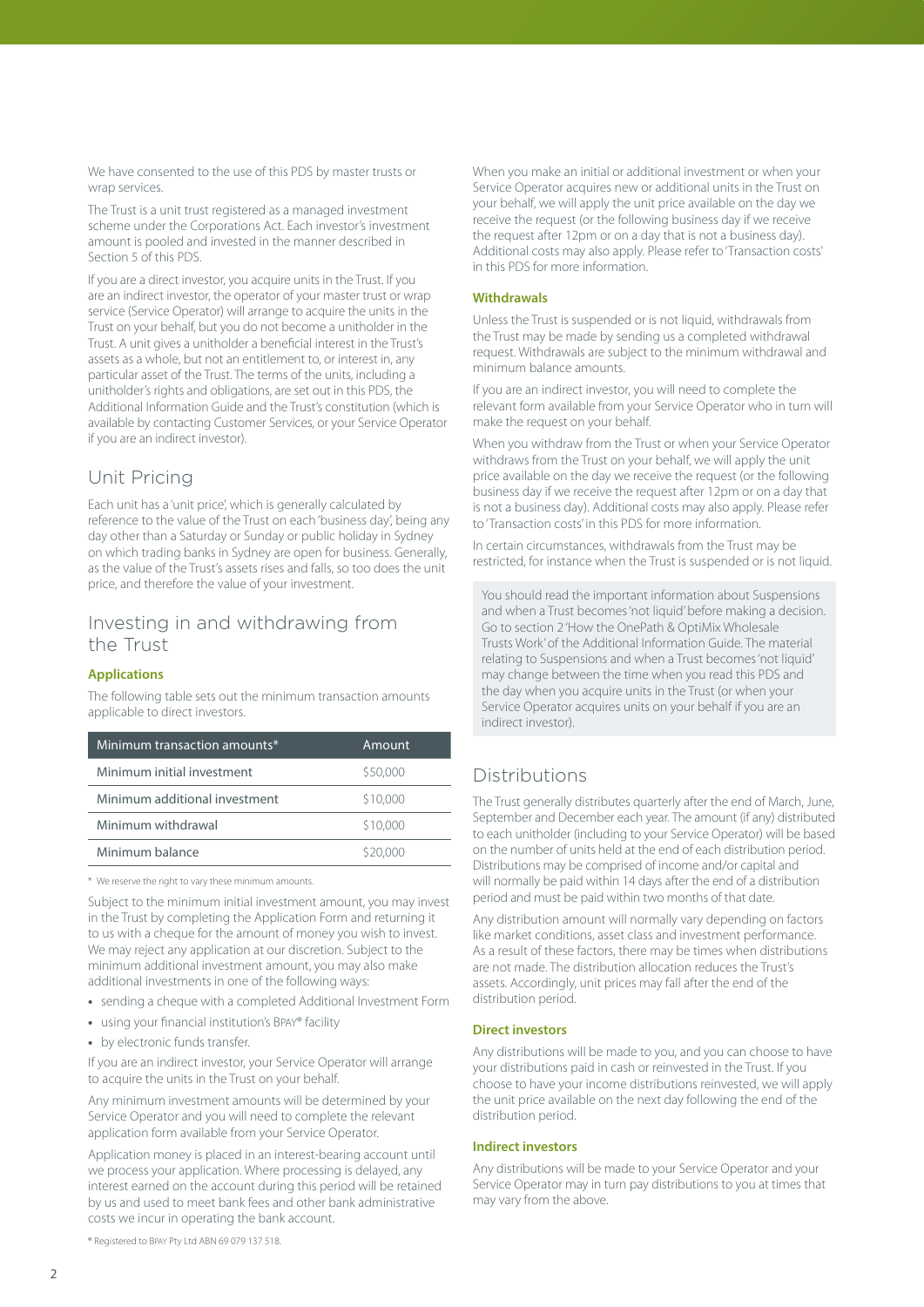We have consented to the use of this PDS by master trusts or wrap services.

The Trust is a unit trust registered as a managed investment scheme under the Corporations Act. Each investor's investment amount is pooled and invested in the manner described in Section 5 of this PDS.

If you are a direct investor, you acquire units in the Trust. If you are an indirect investor, the operator of your master trust or wrap service (Service Operator) will arrange to acquire the units in the Trust on your behalf, but you do not become a unitholder in the Trust. A unit gives a unitholder a beneficial interest in the Trust's assets as a whole, but not an entitlement to, or interest in, any particular asset of the Trust. The terms of the units, including a unitholder's rights and obligations, are set out in this PDS, the Additional Information Guide and the Trust's constitution (which is available by contacting Customer Services, or your Service Operator if you are an indirect investor).

## Unit Pricing

Each unit has a 'unit price', which is generally calculated by reference to the value of the Trust on each 'business day', being any day other than a Saturday or Sunday or public holiday in Sydney on which trading banks in Sydney are open for business. Generally, as the value of the Trust's assets rises and falls, so too does the unit price, and therefore the value of your investment.

## Investing in and withdrawing from the Trust

### Applications

The following table sets out the minimum transaction amounts applicable to direct investors.

| Minimum transaction amounts* | Amount |
|---|---|
| Minimum initial investment | $50,000 |
| Minimum additional investment | $10,000 |
| Minimum withdrawal | $10,000 |
| Minimum balance | $20,000 |

\* We reserve the right to vary these minimum amounts.

Subject to the minimum initial investment amount, you may invest in the Trust by completing the Application Form and returning it to us with a cheque for the amount of money you wish to invest. We may reject any application at our discretion. Subject to the minimum additional investment amount, you may also make additional investments in one of the following ways:

- sending a cheque with a completed Additional Investment Form
- using your financial institution's BPAY® facility
- by electronic funds transfer.

If you are an indirect investor, your Service Operator will arrange to acquire the units in the Trust on your behalf.

Any minimum investment amounts will be determined by your Service Operator and you will need to complete the relevant application form available from your Service Operator.

Application money is placed in an interest-bearing account until we process your application. Where processing is delayed, any interest earned on the account during this period will be retained by us and used to meet bank fees and other bank administrative costs we incur in operating the bank account.

® Registered to BPAY Pty Ltd ABN 69 079 137 518.

When you make an initial or additional investment or when your Service Operator acquires new or additional units in the Trust on your behalf, we will apply the unit price available on the day we receive the request (or the following business day if we receive the request after 12pm or on a day that is not a business day). Additional costs may also apply. Please refer to 'Transaction costs' in this PDS for more information.

### Withdrawals

Unless the Trust is suspended or is not liquid, withdrawals from the Trust may be made by sending us a completed withdrawal request. Withdrawals are subject to the minimum withdrawal and minimum balance amounts.

If you are an indirect investor, you will need to complete the relevant form available from your Service Operator who in turn will make the request on your behalf.

When you withdraw from the Trust or when your Service Operator withdraws from the Trust on your behalf, we will apply the unit price available on the day we receive the request (or the following business day if we receive the request after 12pm or on a day that is not a business day). Additional costs may also apply. Please refer to 'Transaction costs' in this PDS for more information.

In certain circumstances, withdrawals from the Trust may be restricted, for instance when the Trust is suspended or is not liquid.

> You should read the important information about Suspensions and when a Trust becomes 'not liquid' before making a decision. Go to section 2 'How the OnePath & OptiMix Wholesale Trusts Work' of the Additional Information Guide. The material relating to Suspensions and when a Trust becomes 'not liquid' may change between the time when you read this PDS and the day when you acquire units in the Trust (or when your Service Operator acquires units on your behalf if you are an indirect investor).

## Distributions

The Trust generally distributes quarterly after the end of March, June, September and December each year. The amount (if any) distributed to each unitholder (including to your Service Operator) will be based on the number of units held at the end of each distribution period. Distributions may be comprised of income and/or capital and will normally be paid within 14 days after the end of a distribution period and must be paid within two months of that date.

Any distribution amount will normally vary depending on factors like market conditions, asset class and investment performance. As a result of these factors, there may be times when distributions are not made. The distribution allocation reduces the Trust's assets. Accordingly, unit prices may fall after the end of the distribution period.

### Direct investors

Any distributions will be made to you, and you can choose to have your distributions paid in cash or reinvested in the Trust. If you choose to have your income distributions reinvested, we will apply the unit price available on the next day following the end of the distribution period.

### Indirect investors

Any distributions will be made to your Service Operator and your Service Operator may in turn pay distributions to you at times that may vary from the above.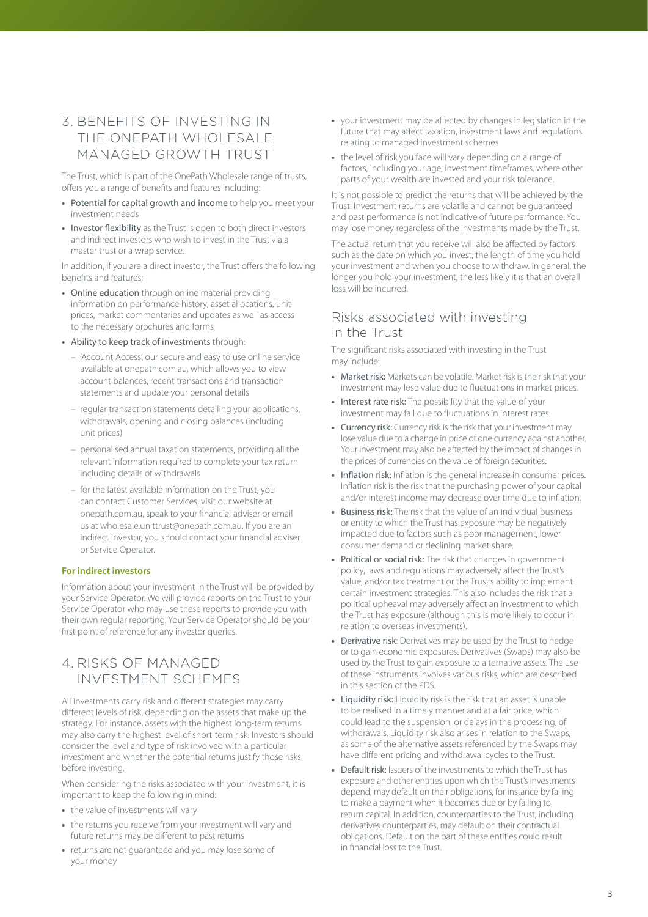## 3. BENEFITS OF INVESTING IN THE ONEPATH WHOLESALE MANAGED GROWTH TRUST

The Trust, which is part of the OnePath Wholesale range of trusts, offers you a range of benefits and features including:

- **Potential for capital growth and income** to help you meet your investment needs
- **Investor flexibility** as the Trust is open to both direct investors and indirect investors who wish to invest in the Trust via a master trust or a wrap service.

In addition, if you are a direct investor, the Trust offers the following benefits and features:

- **Online education** through online material providing information on performance history, asset allocations, unit prices, market commentaries and updates as well as access to the necessary brochures and forms
- **Ability to keep track of investments** through:
  - 'Account Access', our secure and easy to use online service available at onepath.com.au, which allows you to view account balances, recent transactions and transaction statements and update your personal details
  - regular transaction statements detailing your applications, withdrawals, opening and closing balances (including unit prices)
  - personalised annual taxation statements, providing all the relevant information required to complete your tax return including details of withdrawals
  - for the latest available information on the Trust, you can contact Customer Services, visit our website at onepath.com.au, speak to your financial adviser or email us at wholesale.unittrust@onepath.com.au. If you are an indirect investor, you should contact your financial adviser or Service Operator.

**For indirect investors**

Information about your investment in the Trust will be provided by your Service Operator. We will provide reports on the Trust to your Service Operator who may use these reports to provide you with their own regular reporting. Your Service Operator should be your first point of reference for any investor queries.

## 4. RISKS OF MANAGED INVESTMENT SCHEMES

All investments carry risk and different strategies may carry different levels of risk, depending on the assets that make up the strategy. For instance, assets with the highest long-term returns may also carry the highest level of short-term risk. Investors should consider the level and type of risk involved with a particular investment and whether the potential returns justify those risks before investing.

When considering the risks associated with your investment, it is important to keep the following in mind:

- the value of investments will vary
- the returns you receive from your investment will vary and future returns may be different to past returns
- returns are not guaranteed and you may lose some of your money
- your investment may be affected by changes in legislation in the future that may affect taxation, investment laws and regulations relating to managed investment schemes
- the level of risk you face will vary depending on a range of factors, including your age, investment timeframes, where other parts of your wealth are invested and your risk tolerance.

It is not possible to predict the returns that will be achieved by the Trust. Investment returns are volatile and cannot be guaranteed and past performance is not indicative of future performance. You may lose money regardless of the investments made by the Trust.

The actual return that you receive will also be affected by factors such as the date on which you invest, the length of time you hold your investment and when you choose to withdraw. In general, the longer you hold your investment, the less likely it is that an overall loss will be incurred.

### Risks associated with investing in the Trust

The significant risks associated with investing in the Trust may include:

- **Market risk:** Markets can be volatile. Market risk is the risk that your investment may lose value due to fluctuations in market prices.
- **Interest rate risk:** The possibility that the value of your investment may fall due to fluctuations in interest rates.
- **Currency risk:** Currency risk is the risk that your investment may lose value due to a change in price of one currency against another. Your investment may also be affected by the impact of changes in the prices of currencies on the value of foreign securities.
- **Inflation risk:** Inflation is the general increase in consumer prices. Inflation risk is the risk that the purchasing power of your capital and/or interest income may decrease over time due to inflation.
- **Business risk:** The risk that the value of an individual business or entity to which the Trust has exposure may be negatively impacted due to factors such as poor management, lower consumer demand or declining market share.
- **Political or social risk:** The risk that changes in government policy, laws and regulations may adversely affect the Trust's value, and/or tax treatment or the Trust's ability to implement certain investment strategies. This also includes the risk that a political upheaval may adversely affect an investment to which the Trust has exposure (although this is more likely to occur in relation to overseas investments).
- **Derivative risk**: Derivatives may be used by the Trust to hedge or to gain economic exposures. Derivatives (Swaps) may also be used by the Trust to gain exposure to alternative assets. The use of these instruments involves various risks, which are described in this section of the PDS.
- **Liquidity risk:** Liquidity risk is the risk that an asset is unable to be realised in a timely manner and at a fair price, which could lead to the suspension, or delays in the processing, of withdrawals. Liquidity risk also arises in relation to the Swaps, as some of the alternative assets referenced by the Swaps may have different pricing and withdrawal cycles to the Trust.
- **Default risk:** Issuers of the investments to which the Trust has exposure and other entities upon which the Trust's investments depend, may default on their obligations, for instance by failing to make a payment when it becomes due or by failing to return capital. In addition, counterparties to the Trust, including derivatives counterparties, may default on their contractual obligations. Default on the part of these entities could result in financial loss to the Trust.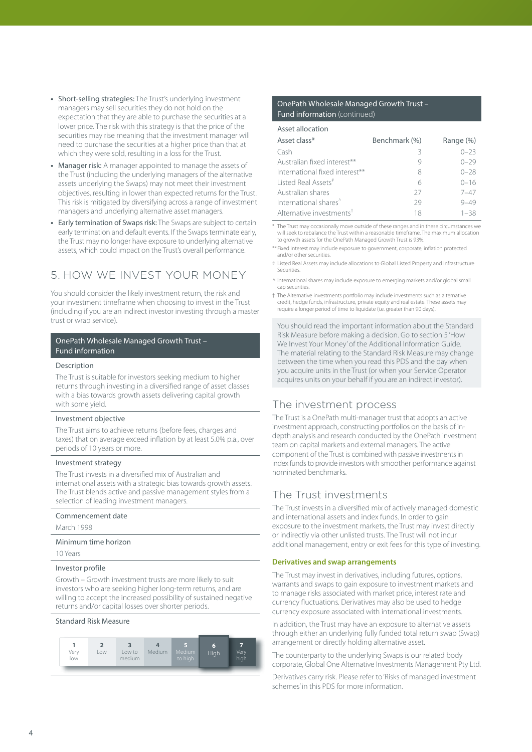- **Short-selling strategies:** The Trust's underlying investment managers may sell securities they do not hold on the expectation that they are able to purchase the securities at a lower price. The risk with this strategy is that the price of the securities may rise meaning that the investment manager will need to purchase the securities at a higher price than that at which they were sold, resulting in a loss for the Trust.
- **Manager risk:** A manager appointed to manage the assets of the Trust (including the underlying managers of the alternative assets underlying the Swaps) may not meet their investment objectives, resulting in lower than expected returns for the Trust. This risk is mitigated by diversifying across a range of investment managers and underlying alternative asset managers.
- **Early termination of Swaps risk:** The Swaps are subject to certain early termination and default events. If the Swaps terminate early, the Trust may no longer have exposure to underlying alternative assets, which could impact on the Trust's overall performance.

# 5. HOW WE INVEST YOUR MONEY

You should consider the likely investment return, the risk and your investment timeframe when choosing to invest in the Trust (including if you are an indirect investor investing through a master trust or wrap service).

## OnePath Wholesale Managed Growth Trust – Fund information

**Description**

The Trust is suitable for investors seeking medium to higher returns through investing in a diversified range of asset classes with a bias towards growth assets delivering capital growth with some yield.

**Investment objective**

The Trust aims to achieve returns (before fees, charges and taxes) that on average exceed inflation by at least 5.0% p.a., over periods of 10 years or more.

**Investment strategy**

The Trust invests in a diversified mix of Australian and international assets with a strategic bias towards growth assets. The Trust blends active and passive management styles from a selection of leading investment managers.

**Commencement date**

March 1998

**Minimum time horizon**

10 Years

**Investor profile**

Growth – Growth investment trusts are more likely to suit investors who are seeking higher long-term returns, and are willing to accept the increased possibility of sustained negative returns and/or capital losses over shorter periods.

**Standard Risk Measure**

| 1 | 2 | 3 | 4 | 5 | 6 | 7 |
|---|---|---|---|---|---|---|
| Very low | Low | Low to medium | Medium | Medium to high | **High** | Very high |

## OnePath Wholesale Managed Growth Trust – Fund information (continued)

**Asset allocation**

| Asset class* | Benchmark (%) | Range (%) |
|---|---|---|
| Cash | 3 | 0–23 |
| Australian fixed interest** | 9 | 0–29 |
| International fixed interest** | 8 | 0–28 |
| Listed Real Assets# | 6 | 0–16 |
| Australian shares | 27 | 7–47 |
| International shares^ | 29 | 9–49 |
| Alternative investments† | 18 | 1–38 |

\* The Trust may occasionally move outside of these ranges and in these circumstances we will seek to rebalance the Trust within a reasonable timeframe. The maximum allocation to growth assets for the OnePath Managed Growth Trust is 93%.

** Fixed interest may include exposure to government, corporate, inflation protected and/or other securities.

# Listed Real Assets may include allocations to Global Listed Property and Infrastructure Securities.

^ International shares may include exposure to emerging markets and/or global small cap securities.

† The Alternative investments portfolio may include investments such as alternative credit, hedge funds, infrastructure, private equity and real estate. These assets may require a longer period of time to liquidate (i.e. greater than 90 days).

You should read the important information about the Standard Risk Measure before making a decision. Go to section 5 'How We Invest Your Money' of the Additional Information Guide. The material relating to the Standard Risk Measure may change between the time when you read this PDS and the day when you acquire units in the Trust (or when your Service Operator acquires units on your behalf if you are an indirect investor).

## The investment process

The Trust is a OnePath multi-manager trust that adopts an active investment approach, constructing portfolios on the basis of in-depth analysis and research conducted by the OnePath investment team on capital markets and external managers. The active component of the Trust is combined with passive investments in index funds to provide investors with smoother performance against nominated benchmarks.

## The Trust investments

The Trust invests in a diversified mix of actively managed domestic and international assets and index funds. In order to gain exposure to the investment markets, the Trust may invest directly or indirectly via other unlisted trusts. The Trust will not incur additional management, entry or exit fees for this type of investing.

### Derivatives and swap arrangements

The Trust may invest in derivatives, including futures, options, warrants and swaps to gain exposure to investment markets and to manage risks associated with market price, interest rate and currency fluctuations. Derivatives may also be used to hedge currency exposure associated with international investments.

In addition, the Trust may have an exposure to alternative assets through either an underlying fully funded total return swap (Swap) arrangement or directly holding alternative asset.

The counterparty to the underlying Swaps is our related body corporate, Global One Alternative Investments Management Pty Ltd.

Derivatives carry risk. Please refer to 'Risks of managed investment schemes' in this PDS for more information.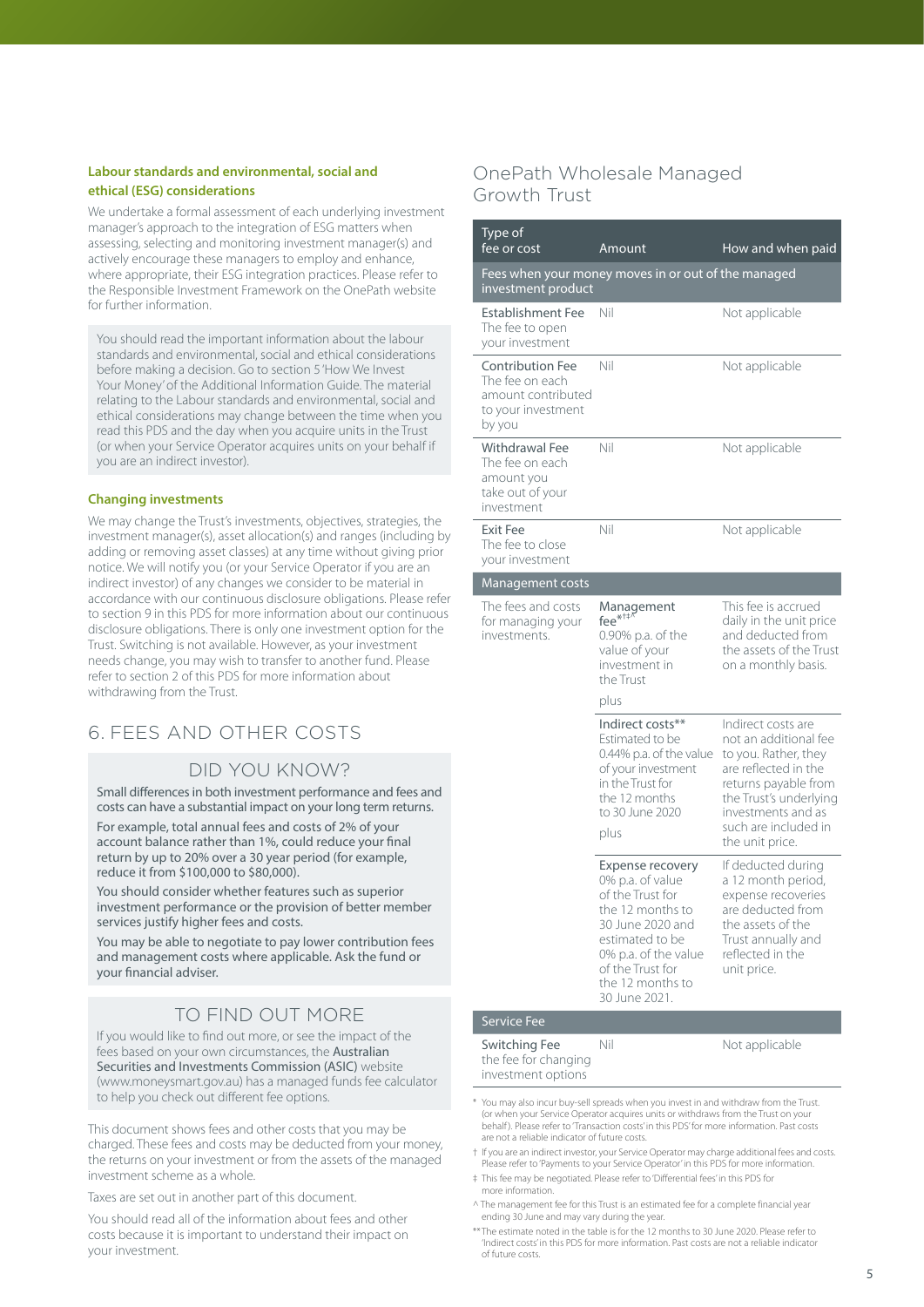**Labour standards and environmental, social and ethical (ESG) considerations**

We undertake a formal assessment of each underlying investment manager's approach to the integration of ESG matters when assessing, selecting and monitoring investment manager(s) and actively encourage these managers to employ and enhance, where appropriate, their ESG integration practices. Please refer to the Responsible Investment Framework on the OnePath website for further information.

> You should read the important information about the labour standards and environmental, social and ethical considerations before making a decision. Go to section 5 'How We Invest Your Money' of the Additional Information Guide. The material relating to the Labour standards and environmental, social and ethical considerations may change between the time when you read this PDS and the day when you acquire units in the Trust (or when your Service Operator acquires units on your behalf if you are an indirect investor).

**Changing investments**

We may change the Trust's investments, objectives, strategies, the investment manager(s), asset allocation(s) and ranges (including by adding or removing asset classes) at any time without giving prior notice. We will notify you (or your Service Operator if you are an indirect investor) of any changes we consider to be material in accordance with our continuous disclosure obligations. Please refer to section 9 in this PDS for more information about our continuous disclosure obligations. There is only one investment option for the Trust. Switching is not available. However, as your investment needs change, you may wish to transfer to another fund. Please refer to section 2 of this PDS for more information about withdrawing from the Trust.

# 6. FEES AND OTHER COSTS

## DID YOU KNOW?

**Small differences in both investment performance and fees and costs can have a substantial impact on your long term returns.**

**For example, total annual fees and costs of 2% of your account balance rather than 1%, could reduce your final return by up to 20% over a 30 year period (for example, reduce it from $100,000 to $80,000).**

**You should consider whether features such as superior investment performance or the provision of better member services justify higher fees and costs.**

**You may be able to negotiate to pay lower contribution fees and management costs where applicable. Ask the fund or your financial adviser.**

## TO FIND OUT MORE

If you would like to find out more, or see the impact of the fees based on your own circumstances, the **Australian Securities and Investments Commission (ASIC)** website (www.moneysmart.gov.au) has a managed funds fee calculator to help you check out different fee options.

This document shows fees and other costs that you may be charged. These fees and costs may be deducted from your money, the returns on your investment or from the assets of the managed investment scheme as a whole.

Taxes are set out in another part of this document.

You should read all of the information about fees and other costs because it is important to understand their impact on your investment.

## OnePath Wholesale Managed Growth Trust

| Type of fee or cost | Amount | How and when paid |
|---|---|---|
| **Fees when your money moves in or out of the managed investment product** | | |
| Establishment Fee<br>The fee to open your investment | Nil | Not applicable |
| Contribution Fee<br>The fee on each amount contributed to your investment by you | Nil | Not applicable |
| Withdrawal Fee<br>The fee on each amount you take out of your investment | Nil | Not applicable |
| Exit Fee<br>The fee to close your investment | Nil | Not applicable |
| **Management costs** | | |
| The fees and costs for managing your investments. | Management fee*†‡^<br>0.90% p.a. of the value of your investment in the Trust<br>plus | This fee is accrued daily in the unit price and deducted from the assets of the Trust on a monthly basis. |
| | Indirect costs**<br>Estimated to be 0.44% p.a. of the value of your investment in the Trust for the 12 months to 30 June 2020<br>plus | Indirect costs are not an additional fee to you. Rather, they are reflected in the returns payable from the Trust's underlying investments and as such are included in the unit price. |
| | Expense recovery<br>0% p.a. of value of the Trust for the 12 months to 30 June 2020 and estimated to be 0% p.a. of the value of the Trust for the 12 months to 30 June 2021. | If deducted during a 12 month period, expense recoveries are deducted from the assets of the Trust annually and reflected in the unit price. |
| **Service Fee** | | |
| Switching Fee<br>the fee for changing investment options | Nil | Not applicable |

\* You may also incur buy-sell spreads when you invest in and withdraw from the Trust. (or when your Service Operator acquires units or withdraws from the Trust on your behalf). Please refer to 'Transaction costs' in this PDS' for more information. Past costs are not a reliable indicator of future costs.

† If you are an indirect investor, your Service Operator may charge additional fees and costs. Please refer to 'Payments to your Service Operator' in this PDS for more information.

‡ This fee may be negotiated. Please refer to 'Differential fees' in this PDS for more information.

^ The management fee for this Trust is an estimated fee for a complete financial year ending 30 June and may vary during the year.

** The estimate noted in the table is for the 12 months to 30 June 2020. Please refer to 'Indirect costs' in this PDS for more information. Past costs are not a reliable indicator of future costs.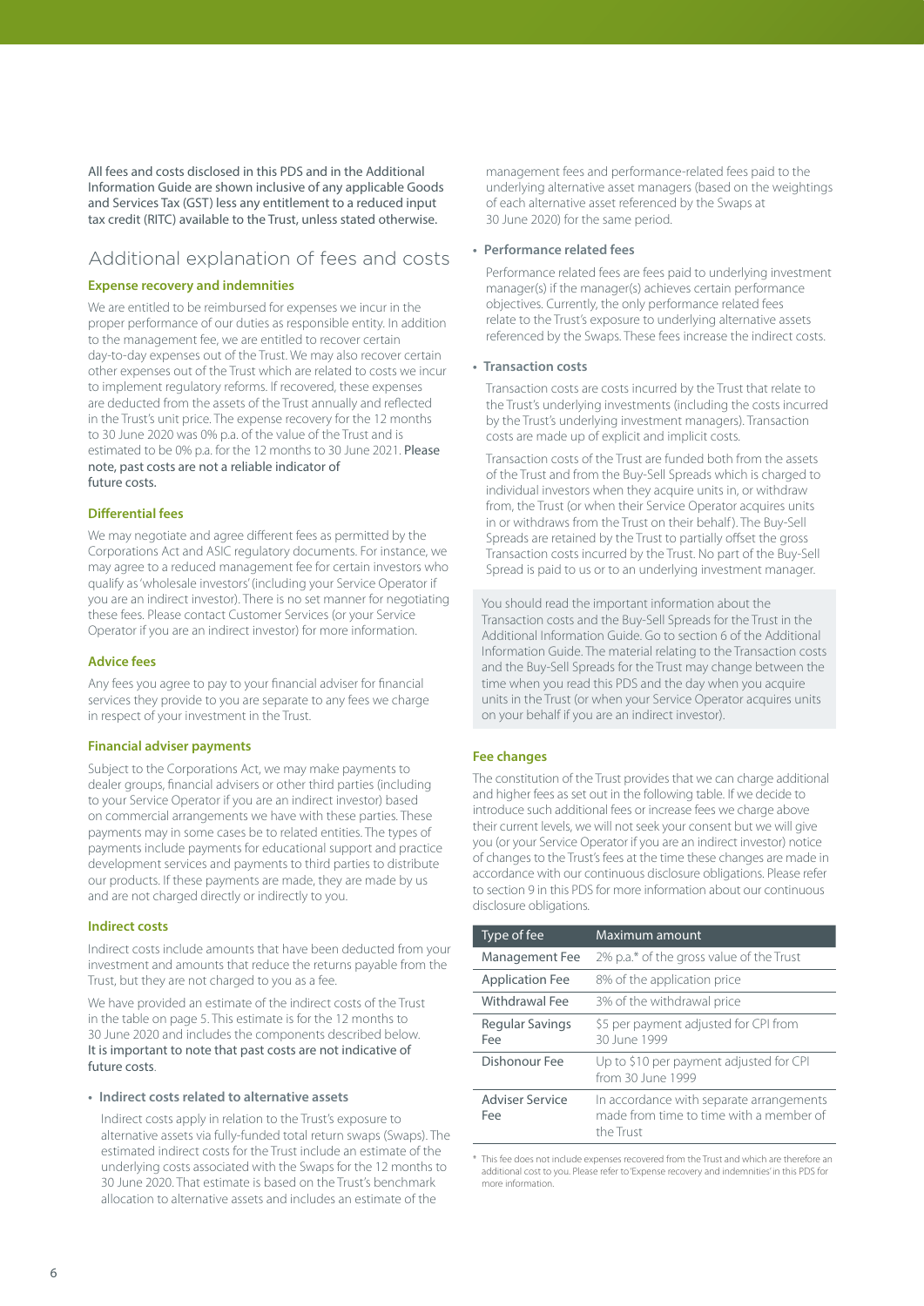All fees and costs disclosed in this PDS and in the Additional Information Guide are shown inclusive of any applicable Goods and Services Tax (GST) less any entitlement to a reduced input tax credit (RITC) available to the Trust, unless stated otherwise.

## Additional explanation of fees and costs

### Expense recovery and indemnities

We are entitled to be reimbursed for expenses we incur in the proper performance of our duties as responsible entity. In addition to the management fee, we are entitled to recover certain day-to-day expenses out of the Trust. We may also recover certain other expenses out of the Trust which are related to costs we incur to implement regulatory reforms. If recovered, these expenses are deducted from the assets of the Trust annually and reflected in the Trust's unit price. The expense recovery for the 12 months to 30 June 2020 was 0% p.a. of the value of the Trust and is estimated to be 0% p.a. for the 12 months to 30 June 2021. Please note, past costs are not a reliable indicator of future costs.

### Differential fees

We may negotiate and agree different fees as permitted by the Corporations Act and ASIC regulatory documents. For instance, we may agree to a reduced management fee for certain investors who qualify as 'wholesale investors' (including your Service Operator if you are an indirect investor). There is no set manner for negotiating these fees. Please contact Customer Services (or your Service Operator if you are an indirect investor) for more information.

### Advice fees

Any fees you agree to pay to your financial adviser for financial services they provide to you are separate to any fees we charge in respect of your investment in the Trust.

### Financial adviser payments

Subject to the Corporations Act, we may make payments to dealer groups, financial advisers or other third parties (including to your Service Operator if you are an indirect investor) based on commercial arrangements we have with these parties. These payments may in some cases be to related entities. The types of payments include payments for educational support and practice development services and payments to third parties to distribute our products. If these payments are made, they are made by us and are not charged directly or indirectly to you.

### Indirect costs

Indirect costs include amounts that have been deducted from your investment and amounts that reduce the returns payable from the Trust, but they are not charged to you as a fee.

We have provided an estimate of the indirect costs of the Trust in the table on page 5. This estimate is for the 12 months to 30 June 2020 and includes the components described below. It is important to note that past costs are not indicative of future costs.

- **Indirect costs related to alternative assets**

  Indirect costs apply in relation to the Trust's exposure to alternative assets via fully-funded total return swaps (Swaps). The estimated indirect costs for the Trust include an estimate of the underlying costs associated with the Swaps for the 12 months to 30 June 2020. That estimate is based on the Trust's benchmark allocation to alternative assets and includes an estimate of the management fees and performance-related fees paid to the underlying alternative asset managers (based on the weightings of each alternative asset referenced by the Swaps at 30 June 2020) for the same period.

- **Performance related fees**

  Performance related fees are fees paid to underlying investment manager(s) if the manager(s) achieves certain performance objectives. Currently, the only performance related fees relate to the Trust's exposure to underlying alternative assets referenced by the Swaps. These fees increase the indirect costs.

- **Transaction costs**

  Transaction costs are costs incurred by the Trust that relate to the Trust's underlying investments (including the costs incurred by the Trust's underlying investment managers). Transaction costs are made up of explicit and implicit costs.

  Transaction costs of the Trust are funded both from the assets of the Trust and from the Buy-Sell Spreads which is charged to individual investors when they acquire units in, or withdraw from, the Trust (or when their Service Operator acquires units in or withdraws from the Trust on their behalf). The Buy-Sell Spreads are retained by the Trust to partially offset the gross Transaction costs incurred by the Trust. No part of the Buy-Sell Spread is paid to us or to an underlying investment manager.

You should read the important information about the Transaction costs and the Buy-Sell Spreads for the Trust in the Additional Information Guide. Go to section 6 of the Additional Information Guide. The material relating to the Transaction costs and the Buy-Sell Spreads for the Trust may change between the time when you read this PDS and the day when you acquire units in the Trust (or when your Service Operator acquires units on your behalf if you are an indirect investor).

### Fee changes

The constitution of the Trust provides that we can charge additional and higher fees as set out in the following table. If we decide to introduce such additional fees or increase fees we charge above their current levels, we will not seek your consent but we will give you (or your Service Operator if you are an indirect investor) notice of changes to the Trust's fees at the time these changes are made in accordance with our continuous disclosure obligations. Please refer to section 9 in this PDS for more information about our continuous disclosure obligations.

| Type of fee | Maximum amount |
|---|---|
| Management Fee | 2% p.a.* of the gross value of the Trust |
| Application Fee | 8% of the application price |
| Withdrawal Fee | 3% of the withdrawal price |
| Regular Savings Fee | $5 per payment adjusted for CPI from 30 June 1999 |
| Dishonour Fee | Up to $10 per payment adjusted for CPI from 30 June 1999 |
| Adviser Service Fee | In accordance with separate arrangements made from time to time with a member of the Trust |

\* This fee does not include expenses recovered from the Trust and which are therefore an additional cost to you. Please refer to 'Expense recovery and indemnities' in this PDS for more information.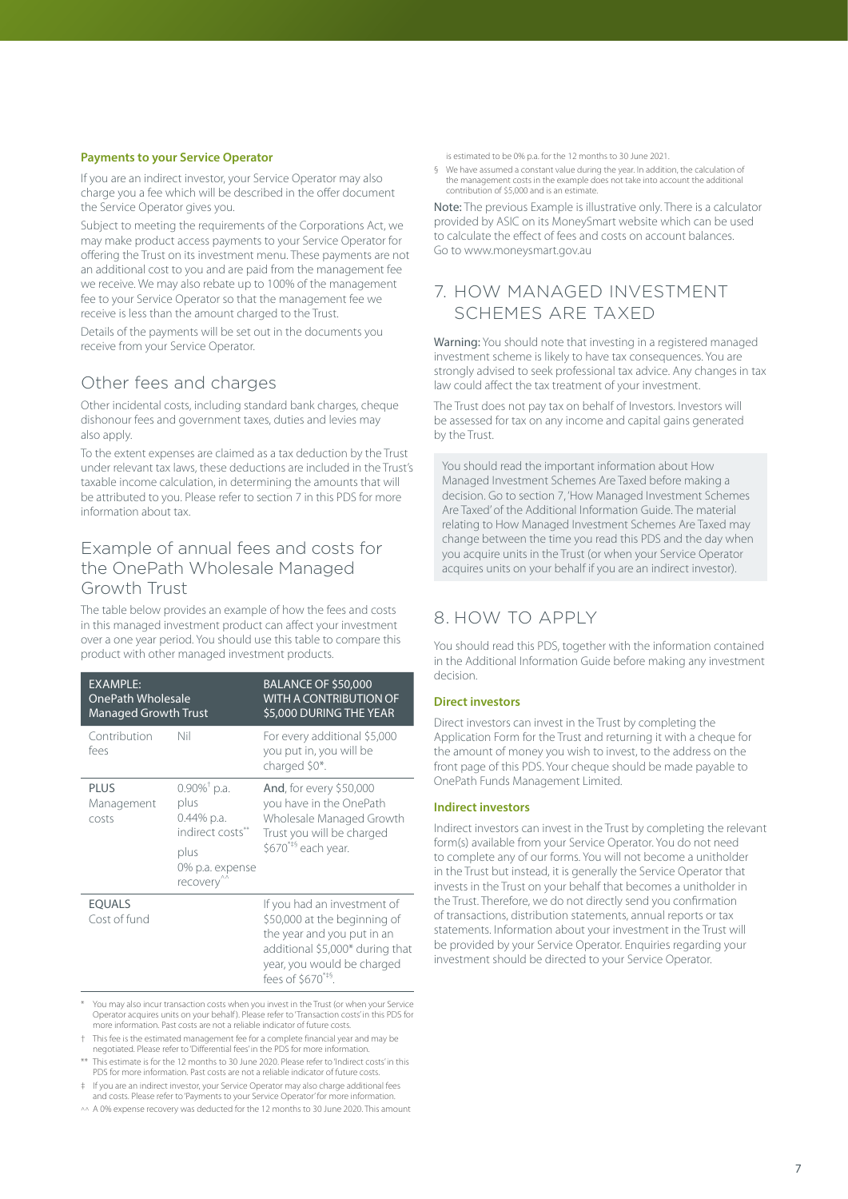### Payments to your Service Operator

If you are an indirect investor, your Service Operator may also charge you a fee which will be described in the offer document the Service Operator gives you.

Subject to meeting the requirements of the Corporations Act, we may make product access payments to your Service Operator for offering the Trust on its investment menu. These payments are not an additional cost to you and are paid from the management fee we receive. We may also rebate up to 100% of the management fee to your Service Operator so that the management fee we receive is less than the amount charged to the Trust.

Details of the payments will be set out in the documents you receive from your Service Operator.

## Other fees and charges

Other incidental costs, including standard bank charges, cheque dishonour fees and government taxes, duties and levies may also apply.

To the extent expenses are claimed as a tax deduction by the Trust under relevant tax laws, these deductions are included in the Trust's taxable income calculation, in determining the amounts that will be attributed to you. Please refer to section 7 in this PDS for more information about tax.

## Example of annual fees and costs for the OnePath Wholesale Managed Growth Trust

The table below provides an example of how the fees and costs in this managed investment product can affect your investment over a one year period. You should use this table to compare this product with other managed investment products.

| EXAMPLE: OnePath Wholesale Managed Growth Trust | | BALANCE OF $50,000 WITH A CONTRIBUTION OF $5,000 DURING THE YEAR |
|---|---|---|
| Contribution fees | Nil | For every additional $5,000 you put in, you will be charged $0*. |
| PLUS Management costs | 0.90%† p.a. plus 0.44% p.a. indirect costs** plus 0% p.a. expense recovery^^ | **And**, for every $50,000 you have in the OnePath Wholesale Managed Growth Trust you will be charged $670*‡§ each year. |
| EQUALS Cost of fund | | If you had an investment of $50,000 at the beginning of the year and you put in an additional $5,000* during that year, you would be charged fees of $670*‡§. |

\* You may also incur transaction costs when you invest in the Trust (or when your Service Operator acquires units on your behalf). Please refer to 'Transaction costs' in this PDS for more information. Past costs are not a reliable indicator of future costs.

† This fee is the estimated management fee for a complete financial year and may be negotiated. Please refer to 'Differential fees' in the PDS for more information.

\*\* This estimate is for the 12 months to 30 June 2020. Please refer to 'Indirect costs' in this PDS for more information. Past costs are not a reliable indicator of future costs.

‡ If you are an indirect investor, your Service Operator may also charge additional fees and costs. Please refer to 'Payments to your Service Operator' for more information.

^^ A 0% expense recovery was deducted for the 12 months to 30 June 2020. This amount is estimated to be 0% p.a. for the 12 months to 30 June 2021.

§ We have assumed a constant value during the year. In addition, the calculation of the management costs in the example does not take into account the additional contribution of $5,000 and is an estimate.

**Note:** The previous Example is illustrative only. There is a calculator provided by ASIC on its MoneySmart website which can be used to calculate the effect of fees and costs on account balances. Go to www.moneysmart.gov.au

## 7. HOW MANAGED INVESTMENT SCHEMES ARE TAXED

**Warning:** You should note that investing in a registered managed investment scheme is likely to have tax consequences. You are strongly advised to seek professional tax advice. Any changes in tax law could affect the tax treatment of your investment.

The Trust does not pay tax on behalf of Investors. Investors will be assessed for tax on any income and capital gains generated by the Trust.

You should read the important information about How Managed Investment Schemes Are Taxed before making a decision. Go to section 7, 'How Managed Investment Schemes Are Taxed' of the Additional Information Guide. The material relating to How Managed Investment Schemes Are Taxed may change between the time you read this PDS and the day when you acquire units in the Trust (or when your Service Operator acquires units on your behalf if you are an indirect investor).

## 8. HOW TO APPLY

You should read this PDS, together with the information contained in the Additional Information Guide before making any investment decision.

### Direct investors

Direct investors can invest in the Trust by completing the Application Form for the Trust and returning it with a cheque for the amount of money you wish to invest, to the address on the front page of this PDS. Your cheque should be made payable to OnePath Funds Management Limited.

### Indirect investors

Indirect investors can invest in the Trust by completing the relevant form(s) available from your Service Operator. You do not need to complete any of our forms. You will not become a unitholder in the Trust but instead, it is generally the Service Operator that invests in the Trust on your behalf that becomes a unitholder in the Trust. Therefore, we do not directly send you confirmation of transactions, distribution statements, annual reports or tax statements. Information about your investment in the Trust will be provided by your Service Operator. Enquiries regarding your investment should be directed to your Service Operator.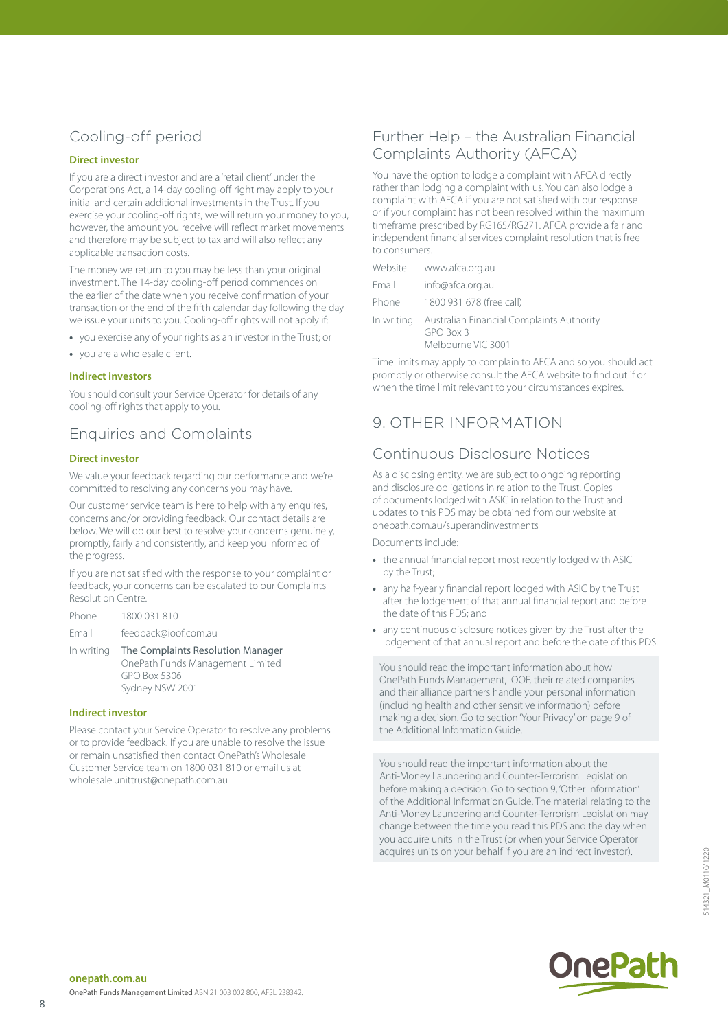## Cooling-off period

**Direct investor**

If you are a direct investor and are a 'retail client' under the Corporations Act, a 14-day cooling-off right may apply to your initial and certain additional investments in the Trust. If you exercise your cooling-off rights, we will return your money to you, however, the amount you receive will reflect market movements and therefore may be subject to tax and will also reflect any applicable transaction costs.

The money we return to you may be less than your original investment. The 14-day cooling-off period commences on the earlier of the date when you receive confirmation of your transaction or the end of the fifth calendar day following the day we issue your units to you. Cooling-off rights will not apply if:

- you exercise any of your rights as an investor in the Trust; or
- you are a wholesale client.

**Indirect investors**

You should consult your Service Operator for details of any cooling-off rights that apply to you.

## Enquiries and Complaints

**Direct investor**

We value your feedback regarding our performance and we're committed to resolving any concerns you may have.

Our customer service team is here to help with any enquires, concerns and/or providing feedback. Our contact details are below. We will do our best to resolve your concerns genuinely, promptly, fairly and consistently, and keep you informed of the progress.

If you are not satisfied with the response to your complaint or feedback, your concerns can be escalated to our Complaints Resolution Centre.

| | |
|---|---|
| Phone | 1800 031 810 |
| Email | feedback@ioof.com.au |
| In writing | The Complaints Resolution Manager<br>OnePath Funds Management Limited<br>GPO Box 5306<br>Sydney NSW 2001 |

**Indirect investor**

Please contact your Service Operator to resolve any problems or to provide feedback. If you are unable to resolve the issue or remain unsatisfied then contact OnePath's Wholesale Customer Service team on 1800 031 810 or email us at wholesale.unittrust@onepath.com.au

## Further Help – the Australian Financial Complaints Authority (AFCA)

You have the option to lodge a complaint with AFCA directly rather than lodging a complaint with us. You can also lodge a complaint with AFCA if you are not satisfied with our response or if your complaint has not been resolved within the maximum timeframe prescribed by RG165/RG271. AFCA provide a fair and independent financial services complaint resolution that is free to consumers.

| | |
|---|---|
| Website | www.afca.org.au |
| Email | info@afca.org.au |
| Phone | 1800 931 678 (free call) |
| In writing | Australian Financial Complaints Authority<br>GPO Box 3<br>Melbourne VIC 3001 |

Time limits may apply to complain to AFCA and so you should act promptly or otherwise consult the AFCA website to find out if or when the time limit relevant to your circumstances expires.

# 9. OTHER INFORMATION

## Continuous Disclosure Notices

As a disclosing entity, we are subject to ongoing reporting and disclosure obligations in relation to the Trust. Copies of documents lodged with ASIC in relation to the Trust and updates to this PDS may be obtained from our website at onepath.com.au/superandinvestments

Documents include:

- the annual financial report most recently lodged with ASIC by the Trust;
- any half-yearly financial report lodged with ASIC by the Trust after the lodgement of that annual financial report and before the date of this PDS; and
- any continuous disclosure notices given by the Trust after the lodgement of that annual report and before the date of this PDS.

You should read the important information about how OnePath Funds Management, IOOF, their related companies and their alliance partners handle your personal information (including health and other sensitive information) before making a decision. Go to section 'Your Privacy' on page 9 of the Additional Information Guide.

You should read the important information about the Anti-Money Laundering and Counter-Terrorism Legislation before making a decision. Go to section 9, 'Other Information' of the Additional Information Guide. The material relating to the Anti-Money Laundering and Counter-Terrorism Legislation may change between the time you read this PDS and the day when you acquire units in the Trust (or when your Service Operator acquires units on your behalf if you are an indirect investor).

514321_M0110/1220

**onepath.com.au**

OnePath Funds Management Limited ABN 21 003 002 800, AFSL 238342.